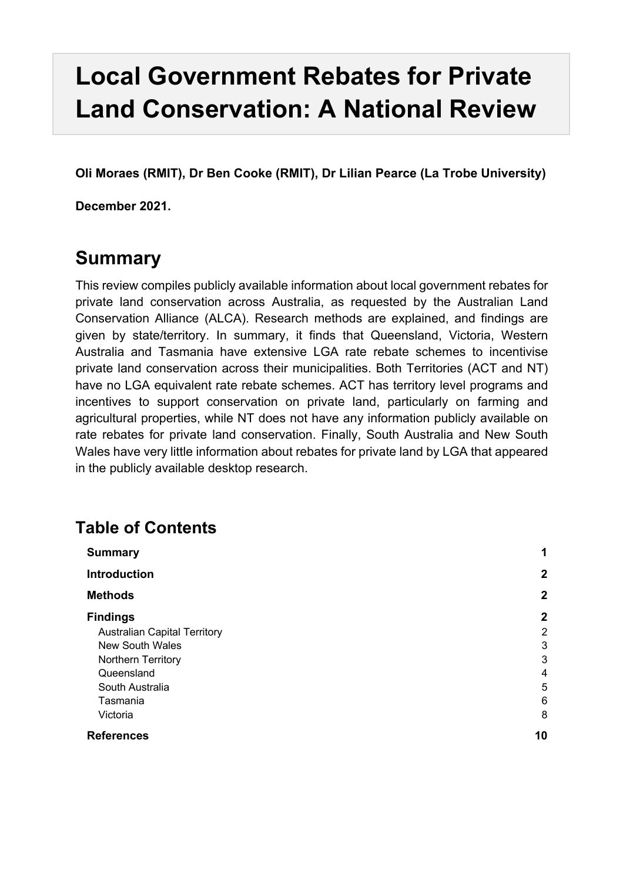# Local Government Rebates for Private Land Conservation: A National Review

**Oli Moraes (RMIT), Dr Ben Cooke (RMIT), Dr Lilian Pearce (La Trobe University)**

**December 2021.**

## Summary

This review compiles publicly available information about local government rebates for private land conservation across Australia, as requested by the Australian Land Conservation Alliance (ALCA). Research methods are explained, and findings are given by state/territory. In summary, it finds that Queensland, Victoria, Western Australia and Tasmania have extensive LGA rate rebate schemes to incentivise private land conservation across their municipalities. Both Territories (ACT and NT) have no LGA equivalent rate rebate schemes. ACT has territory level programs and incentives to support conservation on private land, particularly on farming and agricultural properties, while NT does not have any information publicly available on rate rebates for private land conservation. Finally, South Australia and New South Wales have very little information about rebates for private land by LGA that appeared in the publicly available desktop research.

## Table of Contents

| | |
|---|---|
| **Summary** | **1** |
| **Introduction** | **2** |
| **Methods** | **2** |
| **Findings** | **2** |
| Australian Capital Territory | 2 |
| New South Wales | 3 |
| Northern Territory | 3 |
| Queensland | 4 |
| South Australia | 5 |
| Tasmania | 6 |
| Victoria | 8 |
| **References** | **10** |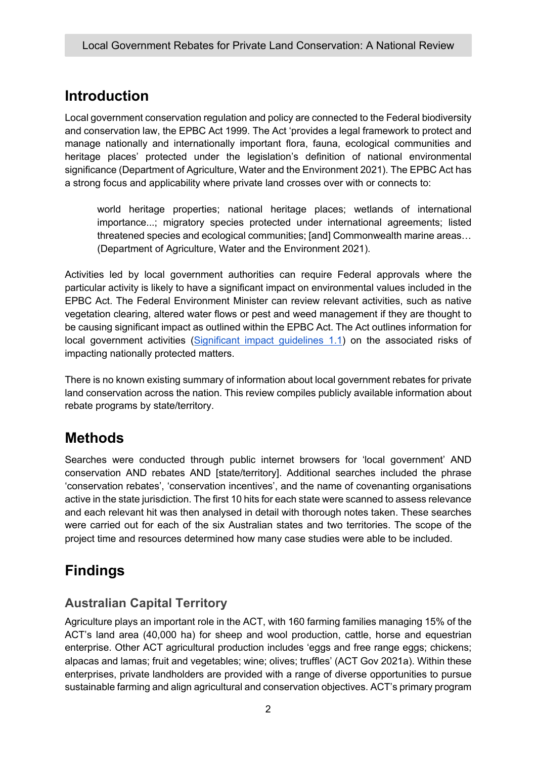## Introduction

Local government conservation regulation and policy are connected to the Federal biodiversity and conservation law, the EPBC Act 1999. The Act 'provides a legal framework to protect and manage nationally and internationally important flora, fauna, ecological communities and heritage places' protected under the legislation's definition of national environmental significance (Department of Agriculture, Water and the Environment 2021). The EPBC Act has a strong focus and applicability where private land crosses over with or connects to:

> world heritage properties; national heritage places; wetlands of international importance...; migratory species protected under international agreements; listed threatened species and ecological communities; [and] Commonwealth marine areas… (Department of Agriculture, Water and the Environment 2021).

Activities led by local government authorities can require Federal approvals where the particular activity is likely to have a significant impact on environmental values included in the EPBC Act. The Federal Environment Minister can review relevant activities, such as native vegetation clearing, altered water flows or pest and weed management if they are thought to be causing significant impact as outlined within the EPBC Act. The Act outlines information for local government activities (Significant impact guidelines 1.1) on the associated risks of impacting nationally protected matters.

There is no known existing summary of information about local government rebates for private land conservation across the nation. This review compiles publicly available information about rebate programs by state/territory.

## Methods

Searches were conducted through public internet browsers for 'local government' AND conservation AND rebates AND [state/territory]. Additional searches included the phrase 'conservation rebates', 'conservation incentives', and the name of covenanting organisations active in the state jurisdiction. The first 10 hits for each state were scanned to assess relevance and each relevant hit was then analysed in detail with thorough notes taken. These searches were carried out for each of the six Australian states and two territories. The scope of the project time and resources determined how many case studies were able to be included.

## Findings

### Australian Capital Territory

Agriculture plays an important role in the ACT, with 160 farming families managing 15% of the ACT's land area (40,000 ha) for sheep and wool production, cattle, horse and equestrian enterprise. Other ACT agricultural production includes 'eggs and free range eggs; chickens; alpacas and lamas; fruit and vegetables; wine; olives; truffles' (ACT Gov 2021a). Within these enterprises, private landholders are provided with a range of diverse opportunities to pursue sustainable farming and align agricultural and conservation objectives. ACT's primary program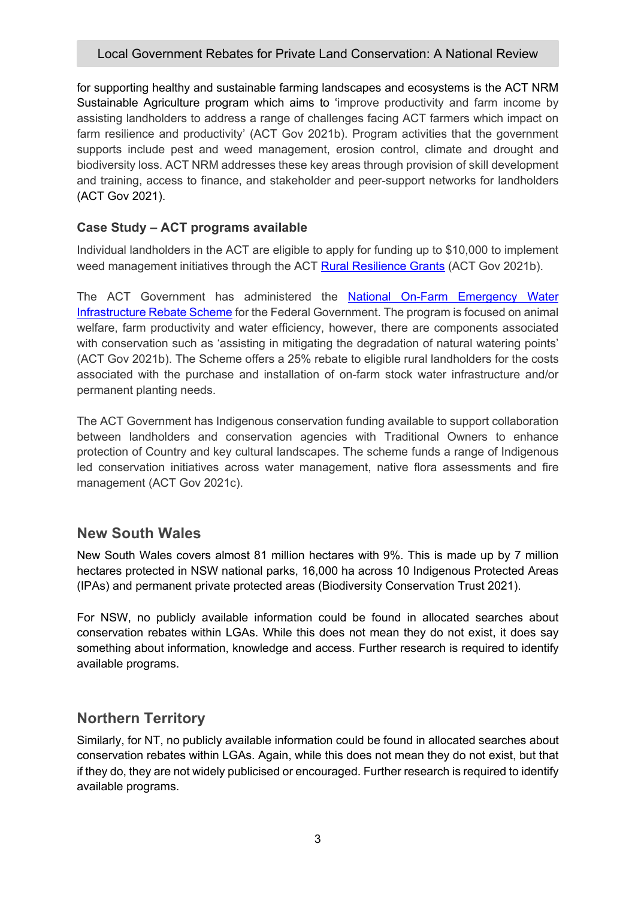for supporting healthy and sustainable farming landscapes and ecosystems is the ACT NRM Sustainable Agriculture program which aims to 'improve productivity and farm income by assisting landholders to address a range of challenges facing ACT farmers which impact on farm resilience and productivity' (ACT Gov 2021b). Program activities that the government supports include pest and weed management, erosion control, climate and drought and biodiversity loss. ACT NRM addresses these key areas through provision of skill development and training, access to finance, and stakeholder and peer-support networks for landholders (ACT Gov 2021).

### Case Study – ACT programs available

Individual landholders in the ACT are eligible to apply for funding up to $10,000 to implement weed management initiatives through the ACT Rural Resilience Grants (ACT Gov 2021b).

The ACT Government has administered the National On-Farm Emergency Water Infrastructure Rebate Scheme for the Federal Government. The program is focused on animal welfare, farm productivity and water efficiency, however, there are components associated with conservation such as 'assisting in mitigating the degradation of natural watering points' (ACT Gov 2021b). The Scheme offers a 25% rebate to eligible rural landholders for the costs associated with the purchase and installation of on-farm stock water infrastructure and/or permanent planting needs.

The ACT Government has Indigenous conservation funding available to support collaboration between landholders and conservation agencies with Traditional Owners to enhance protection of Country and key cultural landscapes. The scheme funds a range of Indigenous led conservation initiatives across water management, native flora assessments and fire management (ACT Gov 2021c).

## New South Wales

New South Wales covers almost 81 million hectares with 9%. This is made up by 7 million hectares protected in NSW national parks, 16,000 ha across 10 Indigenous Protected Areas (IPAs) and permanent private protected areas (Biodiversity Conservation Trust 2021).

For NSW, no publicly available information could be found in allocated searches about conservation rebates within LGAs. While this does not mean they do not exist, it does say something about information, knowledge and access. Further research is required to identify available programs.

## Northern Territory

Similarly, for NT, no publicly available information could be found in allocated searches about conservation rebates within LGAs. Again, while this does not mean they do not exist, but that if they do, they are not widely publicised or encouraged. Further research is required to identify available programs.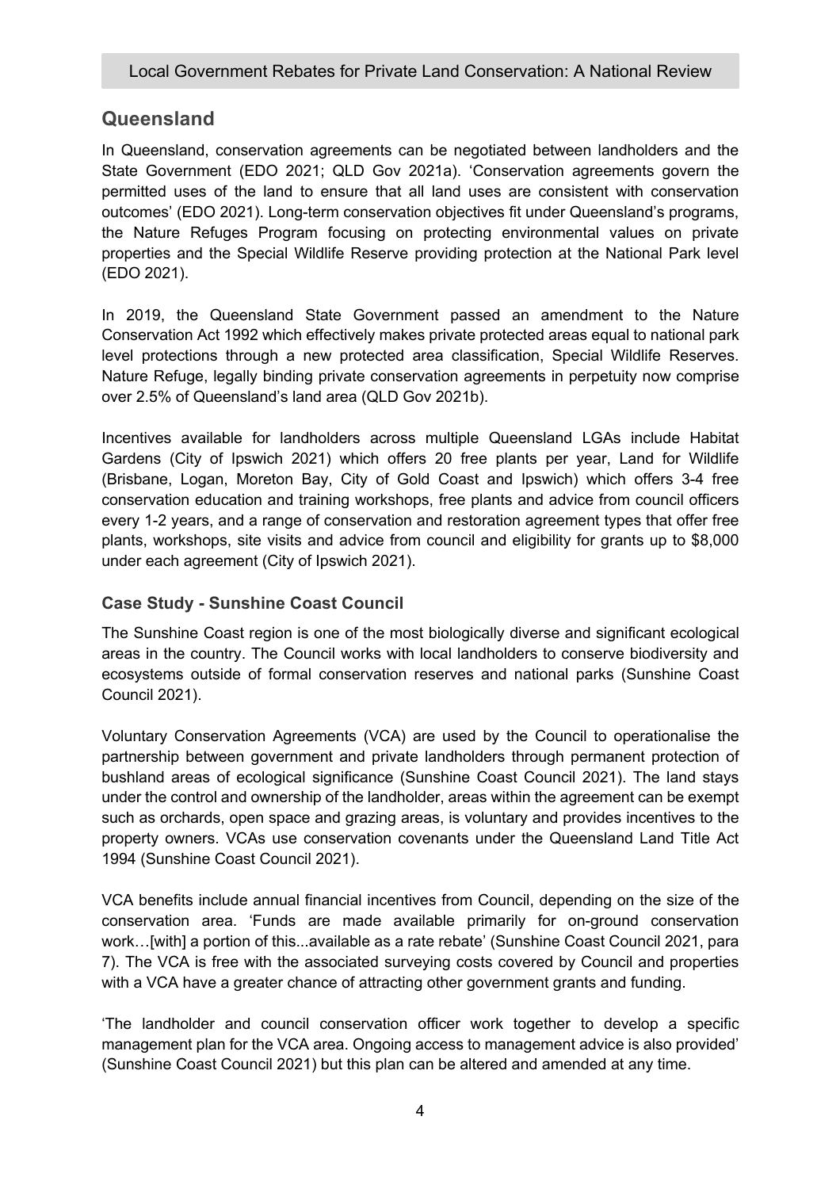## Queensland

In Queensland, conservation agreements can be negotiated between landholders and the State Government (EDO 2021; QLD Gov 2021a). 'Conservation agreements govern the permitted uses of the land to ensure that all land uses are consistent with conservation outcomes' (EDO 2021). Long-term conservation objectives fit under Queensland's programs, the Nature Refuges Program focusing on protecting environmental values on private properties and the Special Wildlife Reserve providing protection at the National Park level (EDO 2021).

In 2019, the Queensland State Government passed an amendment to the Nature Conservation Act 1992 which effectively makes private protected areas equal to national park level protections through a new protected area classification, Special Wildlife Reserves. Nature Refuge, legally binding private conservation agreements in perpetuity now comprise over 2.5% of Queensland's land area (QLD Gov 2021b).

Incentives available for landholders across multiple Queensland LGAs include Habitat Gardens (City of Ipswich 2021) which offers 20 free plants per year, Land for Wildlife (Brisbane, Logan, Moreton Bay, City of Gold Coast and Ipswich) which offers 3-4 free conservation education and training workshops, free plants and advice from council officers every 1-2 years, and a range of conservation and restoration agreement types that offer free plants, workshops, site visits and advice from council and eligibility for grants up to $8,000 under each agreement (City of Ipswich 2021).

### Case Study - Sunshine Coast Council

The Sunshine Coast region is one of the most biologically diverse and significant ecological areas in the country. The Council works with local landholders to conserve biodiversity and ecosystems outside of formal conservation reserves and national parks (Sunshine Coast Council 2021).

Voluntary Conservation Agreements (VCA) are used by the Council to operationalise the partnership between government and private landholders through permanent protection of bushland areas of ecological significance (Sunshine Coast Council 2021). The land stays under the control and ownership of the landholder, areas within the agreement can be exempt such as orchards, open space and grazing areas, is voluntary and provides incentives to the property owners. VCAs use conservation covenants under the Queensland Land Title Act 1994 (Sunshine Coast Council 2021).

VCA benefits include annual financial incentives from Council, depending on the size of the conservation area. 'Funds are made available primarily for on-ground conservation work…[with] a portion of this...available as a rate rebate' (Sunshine Coast Council 2021, para 7). The VCA is free with the associated surveying costs covered by Council and properties with a VCA have a greater chance of attracting other government grants and funding.

'The landholder and council conservation officer work together to develop a specific management plan for the VCA area. Ongoing access to management advice is also provided' (Sunshine Coast Council 2021) but this plan can be altered and amended at any time.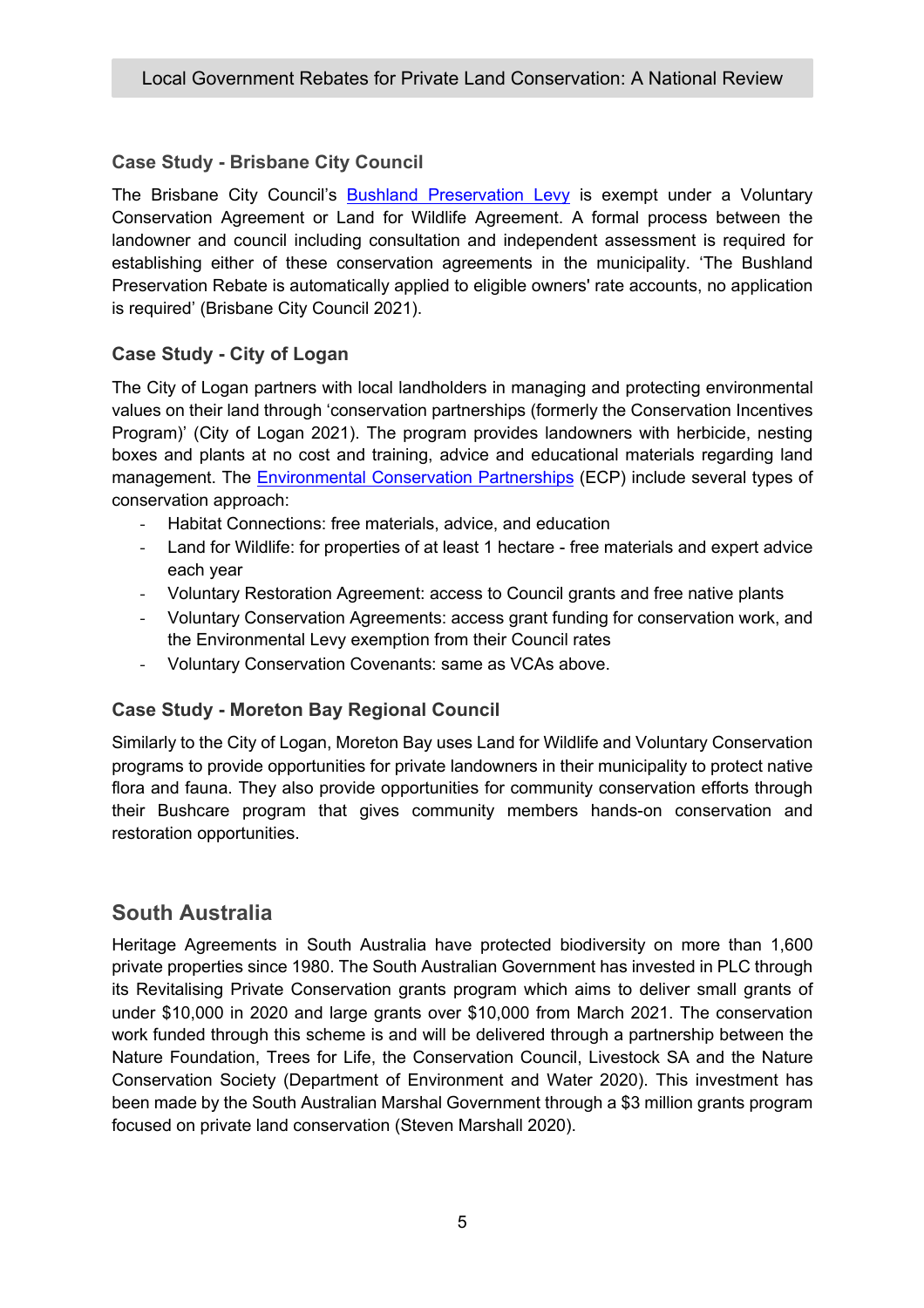### Case Study - Brisbane City Council

The Brisbane City Council's Bushland Preservation Levy is exempt under a Voluntary Conservation Agreement or Land for Wildlife Agreement. A formal process between the landowner and council including consultation and independent assessment is required for establishing either of these conservation agreements in the municipality. 'The Bushland Preservation Rebate is automatically applied to eligible owners' rate accounts, no application is required' (Brisbane City Council 2021).

### Case Study - City of Logan

The City of Logan partners with local landholders in managing and protecting environmental values on their land through 'conservation partnerships (formerly the Conservation Incentives Program)' (City of Logan 2021). The program provides landowners with herbicide, nesting boxes and plants at no cost and training, advice and educational materials regarding land management. The Environmental Conservation Partnerships (ECP) include several types of conservation approach:

- Habitat Connections: free materials, advice, and education
- Land for Wildlife: for properties of at least 1 hectare - free materials and expert advice each year
- Voluntary Restoration Agreement: access to Council grants and free native plants
- Voluntary Conservation Agreements: access grant funding for conservation work, and the Environmental Levy exemption from their Council rates
- Voluntary Conservation Covenants: same as VCAs above.

### Case Study - Moreton Bay Regional Council

Similarly to the City of Logan, Moreton Bay uses Land for Wildlife and Voluntary Conservation programs to provide opportunities for private landowners in their municipality to protect native flora and fauna. They also provide opportunities for community conservation efforts through their Bushcare program that gives community members hands-on conservation and restoration opportunities.

## South Australia

Heritage Agreements in South Australia have protected biodiversity on more than 1,600 private properties since 1980. The South Australian Government has invested in PLC through its Revitalising Private Conservation grants program which aims to deliver small grants of under $10,000 in 2020 and large grants over $10,000 from March 2021. The conservation work funded through this scheme is and will be delivered through a partnership between the Nature Foundation, Trees for Life, the Conservation Council, Livestock SA and the Nature Conservation Society (Department of Environment and Water 2020). This investment has been made by the South Australian Marshal Government through a $3 million grants program focused on private land conservation (Steven Marshall 2020).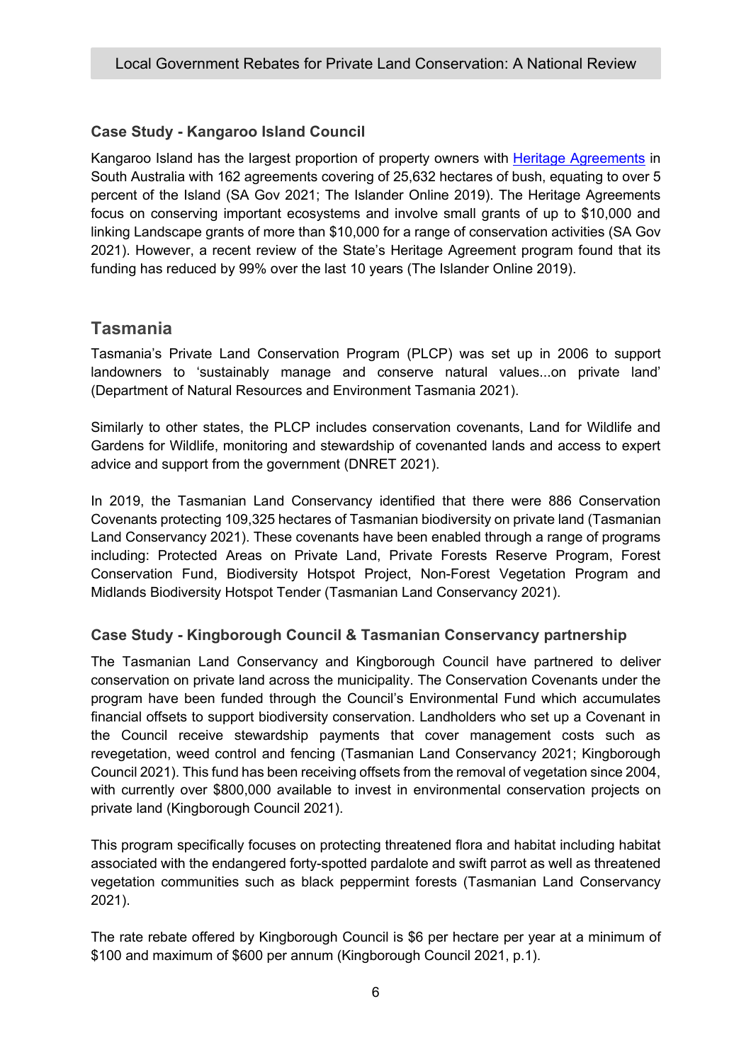### Case Study - Kangaroo Island Council

Kangaroo Island has the largest proportion of property owners with [Heritage Agreements] in South Australia with 162 agreements covering of 25,632 hectares of bush, equating to over 5 percent of the Island (SA Gov 2021; The Islander Online 2019). The Heritage Agreements focus on conserving important ecosystems and involve small grants of up to $10,000 and linking Landscape grants of more than $10,000 for a range of conservation activities (SA Gov 2021). However, a recent review of the State's Heritage Agreement program found that its funding has reduced by 99% over the last 10 years (The Islander Online 2019).

## Tasmania

Tasmania's Private Land Conservation Program (PLCP) was set up in 2006 to support landowners to 'sustainably manage and conserve natural values...on private land' (Department of Natural Resources and Environment Tasmania 2021).

Similarly to other states, the PLCP includes conservation covenants, Land for Wildlife and Gardens for Wildlife, monitoring and stewardship of covenanted lands and access to expert advice and support from the government (DNRET 2021).

In 2019, the Tasmanian Land Conservancy identified that there were 886 Conservation Covenants protecting 109,325 hectares of Tasmanian biodiversity on private land (Tasmanian Land Conservancy 2021). These covenants have been enabled through a range of programs including: Protected Areas on Private Land, Private Forests Reserve Program, Forest Conservation Fund, Biodiversity Hotspot Project, Non-Forest Vegetation Program and Midlands Biodiversity Hotspot Tender (Tasmanian Land Conservancy 2021).

### Case Study - Kingborough Council & Tasmanian Conservancy partnership

The Tasmanian Land Conservancy and Kingborough Council have partnered to deliver conservation on private land across the municipality. The Conservation Covenants under the program have been funded through the Council's Environmental Fund which accumulates financial offsets to support biodiversity conservation. Landholders who set up a Covenant in the Council receive stewardship payments that cover management costs such as revegetation, weed control and fencing (Tasmanian Land Conservancy 2021; Kingborough Council 2021). This fund has been receiving offsets from the removal of vegetation since 2004, with currently over $800,000 available to invest in environmental conservation projects on private land (Kingborough Council 2021).

This program specifically focuses on protecting threatened flora and habitat including habitat associated with the endangered forty-spotted pardalote and swift parrot as well as threatened vegetation communities such as black peppermint forests (Tasmanian Land Conservancy 2021).

The rate rebate offered by Kingborough Council is $6 per hectare per year at a minimum of $100 and maximum of $600 per annum (Kingborough Council 2021, p.1).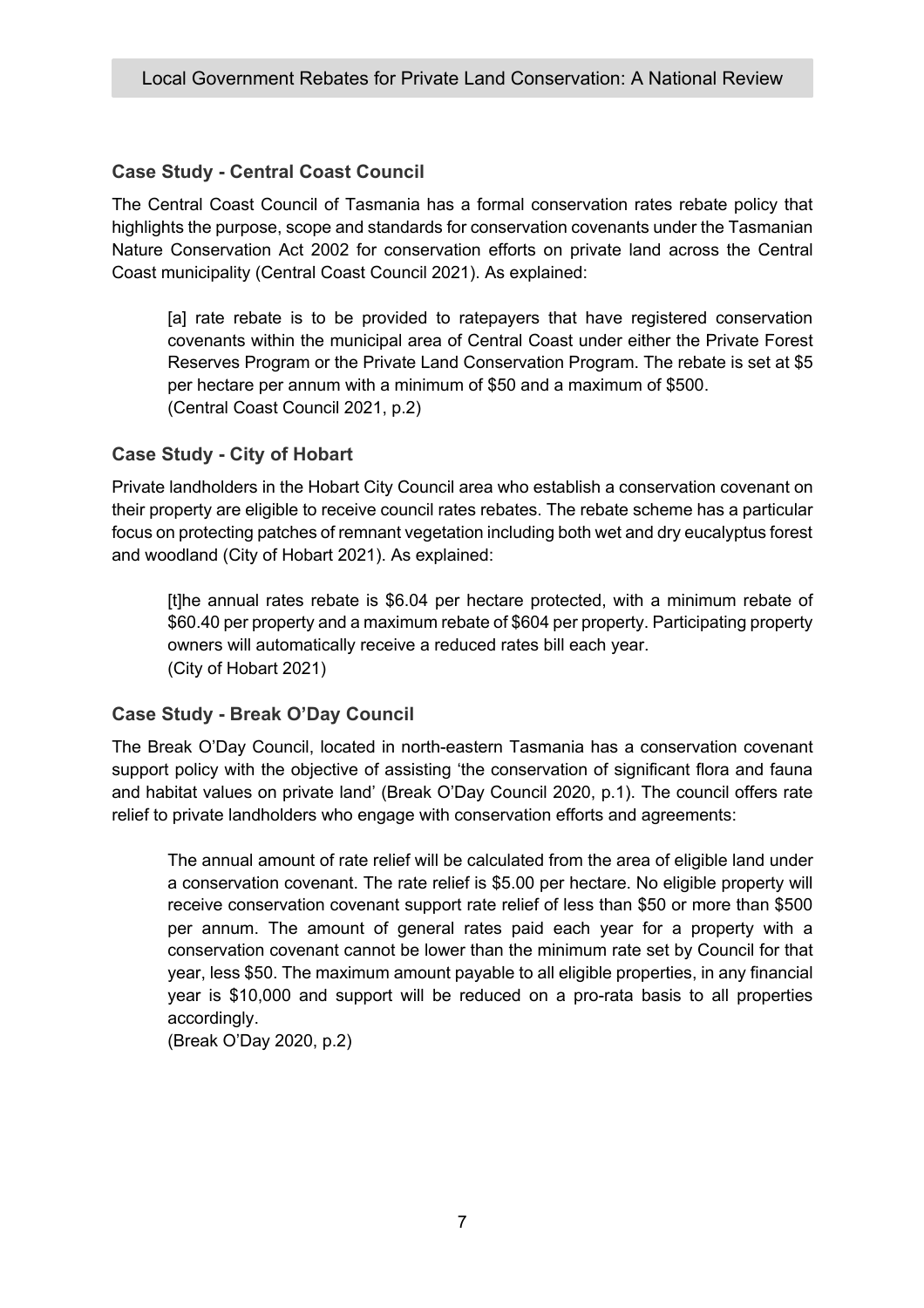### Case Study - Central Coast Council

The Central Coast Council of Tasmania has a formal conservation rates rebate policy that highlights the purpose, scope and standards for conservation covenants under the Tasmanian Nature Conservation Act 2002 for conservation efforts on private land across the Central Coast municipality (Central Coast Council 2021). As explained:

> [a] rate rebate is to be provided to ratepayers that have registered conservation covenants within the municipal area of Central Coast under either the Private Forest Reserves Program or the Private Land Conservation Program. The rebate is set at $5 per hectare per annum with a minimum of $50 and a maximum of $500.
> (Central Coast Council 2021, p.2)

### Case Study - City of Hobart

Private landholders in the Hobart City Council area who establish a conservation covenant on their property are eligible to receive council rates rebates. The rebate scheme has a particular focus on protecting patches of remnant vegetation including both wet and dry eucalyptus forest and woodland (City of Hobart 2021). As explained:

> [t]he annual rates rebate is $6.04 per hectare protected, with a minimum rebate of $60.40 per property and a maximum rebate of $604 per property. Participating property owners will automatically receive a reduced rates bill each year.
> (City of Hobart 2021)

### Case Study - Break O'Day Council

The Break O'Day Council, located in north-eastern Tasmania has a conservation covenant support policy with the objective of assisting 'the conservation of significant flora and fauna and habitat values on private land' (Break O'Day Council 2020, p.1). The council offers rate relief to private landholders who engage with conservation efforts and agreements:

> The annual amount of rate relief will be calculated from the area of eligible land under a conservation covenant. The rate relief is $5.00 per hectare. No eligible property will receive conservation covenant support rate relief of less than $50 or more than $500 per annum. The amount of general rates paid each year for a property with a conservation covenant cannot be lower than the minimum rate set by Council for that year, less $50. The maximum amount payable to all eligible properties, in any financial year is $10,000 and support will be reduced on a pro-rata basis to all properties accordingly.
> (Break O'Day 2020, p.2)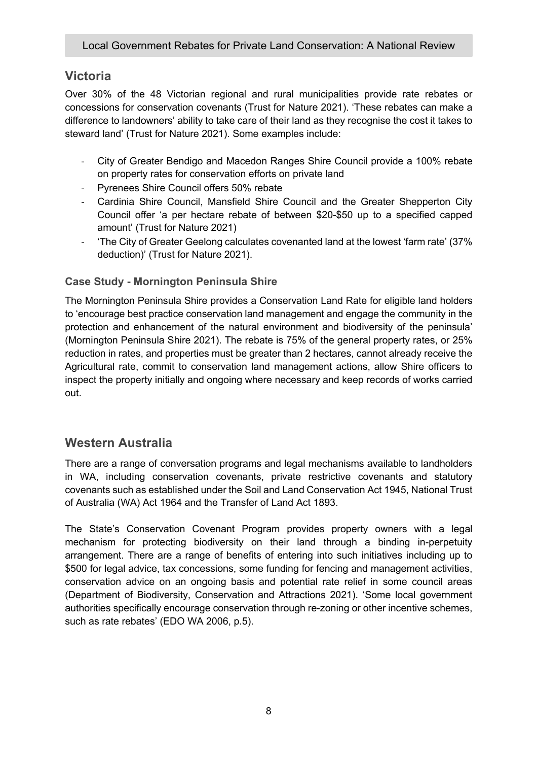## Victoria

Over 30% of the 48 Victorian regional and rural municipalities provide rate rebates or concessions for conservation covenants (Trust for Nature 2021). 'These rebates can make a difference to landowners' ability to take care of their land as they recognise the cost it takes to steward land' (Trust for Nature 2021). Some examples include:

- City of Greater Bendigo and Macedon Ranges Shire Council provide a 100% rebate on property rates for conservation efforts on private land
- Pyrenees Shire Council offers 50% rebate
- Cardinia Shire Council, Mansfield Shire Council and the Greater Shepperton City Council offer 'a per hectare rebate of between $20-$50 up to a specified capped amount' (Trust for Nature 2021)
- 'The City of Greater Geelong calculates covenanted land at the lowest 'farm rate' (37% deduction)' (Trust for Nature 2021).

### Case Study - Mornington Peninsula Shire

The Mornington Peninsula Shire provides a Conservation Land Rate for eligible land holders to 'encourage best practice conservation land management and engage the community in the protection and enhancement of the natural environment and biodiversity of the peninsula' (Mornington Peninsula Shire 2021). The rebate is 75% of the general property rates, or 25% reduction in rates, and properties must be greater than 2 hectares, cannot already receive the Agricultural rate, commit to conservation land management actions, allow Shire officers to inspect the property initially and ongoing where necessary and keep records of works carried out.

## Western Australia

There are a range of conversation programs and legal mechanisms available to landholders in WA, including conservation covenants, private restrictive covenants and statutory covenants such as established under the Soil and Land Conservation Act 1945, National Trust of Australia (WA) Act 1964 and the Transfer of Land Act 1893.

The State's Conservation Covenant Program provides property owners with a legal mechanism for protecting biodiversity on their land through a binding in-perpetuity arrangement. There are a range of benefits of entering into such initiatives including up to $500 for legal advice, tax concessions, some funding for fencing and management activities, conservation advice on an ongoing basis and potential rate relief in some council areas (Department of Biodiversity, Conservation and Attractions 2021). 'Some local government authorities specifically encourage conservation through re-zoning or other incentive schemes, such as rate rebates' (EDO WA 2006, p.5).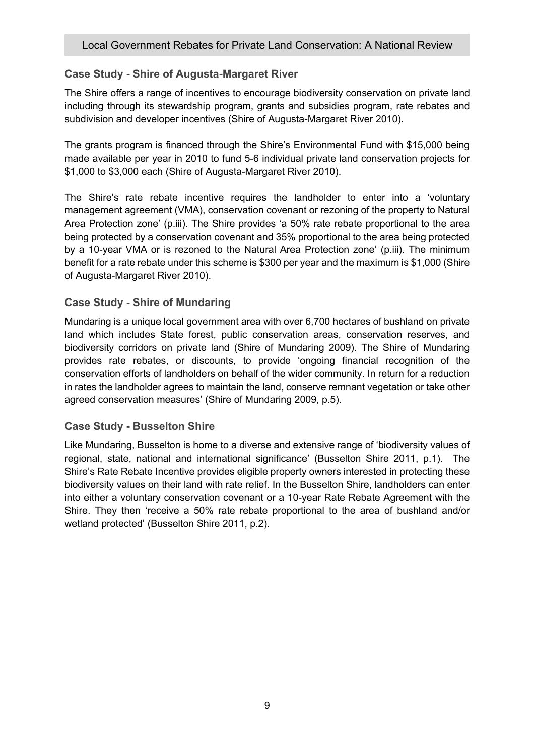### Case Study - Shire of Augusta-Margaret River

The Shire offers a range of incentives to encourage biodiversity conservation on private land including through its stewardship program, grants and subsidies program, rate rebates and subdivision and developer incentives (Shire of Augusta-Margaret River 2010).

The grants program is financed through the Shire's Environmental Fund with $15,000 being made available per year in 2010 to fund 5-6 individual private land conservation projects for $1,000 to $3,000 each (Shire of Augusta-Margaret River 2010).

The Shire's rate rebate incentive requires the landholder to enter into a 'voluntary management agreement (VMA), conservation covenant or rezoning of the property to Natural Area Protection zone' (p.iii). The Shire provides 'a 50% rate rebate proportional to the area being protected by a conservation covenant and 35% proportional to the area being protected by a 10-year VMA or is rezoned to the Natural Area Protection zone' (p.iii). The minimum benefit for a rate rebate under this scheme is $300 per year and the maximum is $1,000 (Shire of Augusta-Margaret River 2010).

### Case Study - Shire of Mundaring

Mundaring is a unique local government area with over 6,700 hectares of bushland on private land which includes State forest, public conservation areas, conservation reserves, and biodiversity corridors on private land (Shire of Mundaring 2009). The Shire of Mundaring provides rate rebates, or discounts, to provide 'ongoing financial recognition of the conservation efforts of landholders on behalf of the wider community. In return for a reduction in rates the landholder agrees to maintain the land, conserve remnant vegetation or take other agreed conservation measures' (Shire of Mundaring 2009, p.5).

### Case Study - Busselton Shire

Like Mundaring, Busselton is home to a diverse and extensive range of 'biodiversity values of regional, state, national and international significance' (Busselton Shire 2011, p.1). The Shire's Rate Rebate Incentive provides eligible property owners interested in protecting these biodiversity values on their land with rate relief. In the Busselton Shire, landholders can enter into either a voluntary conservation covenant or a 10-year Rate Rebate Agreement with the Shire. They then 'receive a 50% rate rebate proportional to the area of bushland and/or wetland protected' (Busselton Shire 2011, p.2).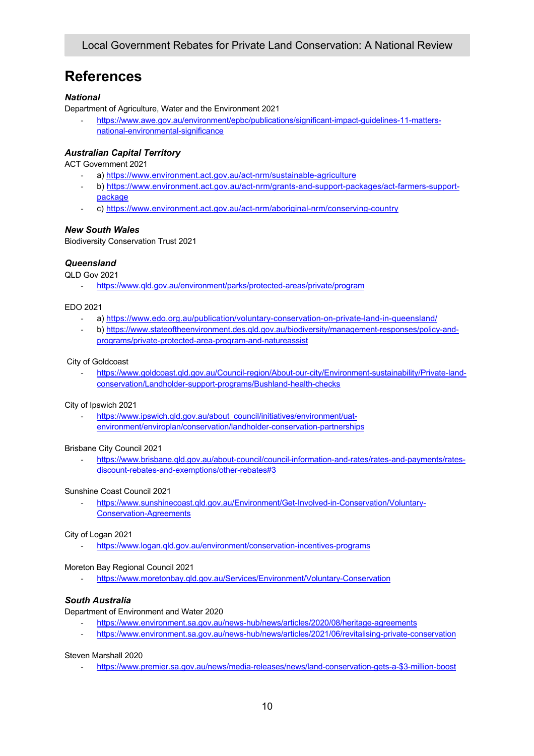# References

### *National*

Department of Agriculture, Water and the Environment 2021

- https://www.awe.gov.au/environment/epbc/publications/significant-impact-guidelines-11-matters-national-environmental-significance

### *Australian Capital Territory*

ACT Government 2021

- a) https://www.environment.act.gov.au/act-nrm/sustainable-agriculture
- b) https://www.environment.act.gov.au/act-nrm/grants-and-support-packages/act-farmers-support-package
- c) https://www.environment.act.gov.au/act-nrm/aboriginal-nrm/conserving-country

### *New South Wales*

Biodiversity Conservation Trust 2021

### *Queensland*

QLD Gov 2021

- https://www.qld.gov.au/environment/parks/protected-areas/private/program

EDO 2021

- a) https://www.edo.org.au/publication/voluntary-conservation-on-private-land-in-queensland/
- b) https://www.stateoftheenvironment.des.qld.gov.au/biodiversity/management-responses/policy-and-programs/private-protected-area-program-and-natureassist

City of Goldcoast

- https://www.goldcoast.qld.gov.au/Council-region/About-our-city/Environment-sustainability/Private-land-conservation/Landholder-support-programs/Bushland-health-checks

City of Ipswich 2021

- https://www.ipswich.qld.gov.au/about_council/initiatives/environment/uat-environment/enviroplan/conservation/landholder-conservation-partnerships

Brisbane City Council 2021

- https://www.brisbane.qld.gov.au/about-council/council-information-and-rates/rates-and-payments/rates-discount-rebates-and-exemptions/other-rebates#3

Sunshine Coast Council 2021

- https://www.sunshinecoast.qld.gov.au/Environment/Get-Involved-in-Conservation/Voluntary-Conservation-Agreements

City of Logan 2021

- https://www.logan.qld.gov.au/environment/conservation-incentives-programs

Moreton Bay Regional Council 2021

- https://www.moretonbay.qld.gov.au/Services/Environment/Voluntary-Conservation

### *South Australia*

Department of Environment and Water 2020

- https://www.environment.sa.gov.au/news-hub/news/articles/2020/08/heritage-agreements
- https://www.environment.sa.gov.au/news-hub/news/articles/2021/06/revitalising-private-conservation

Steven Marshall 2020

- https://www.premier.sa.gov.au/news/media-releases/news/land-conservation-gets-a-$3-million-boost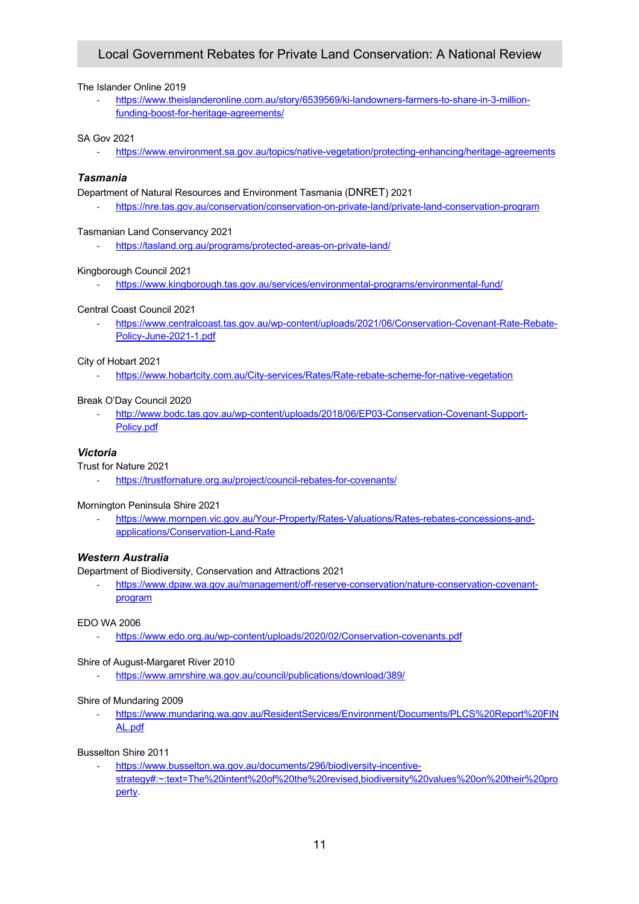The Islander Online 2019

- https://www.theislanderonline.com.au/story/6539659/ki-landowners-farmers-to-share-in-3-million-funding-boost-for-heritage-agreements/

SA Gov 2021

- https://www.environment.sa.gov.au/topics/native-vegetation/protecting-enhancing/heritage-agreements

### *Tasmania*

Department of Natural Resources and Environment Tasmania (DNRET) 2021

- https://nre.tas.gov.au/conservation/conservation-on-private-land/private-land-conservation-program

Tasmanian Land Conservancy 2021

- https://tasland.org.au/programs/protected-areas-on-private-land/

Kingborough Council 2021

- https://www.kingborough.tas.gov.au/services/environmental-programs/environmental-fund/

Central Coast Council 2021

- https://www.centralcoast.tas.gov.au/wp-content/uploads/2021/06/Conservation-Covenant-Rate-Rebate-Policy-June-2021-1.pdf

City of Hobart 2021

- https://www.hobartcity.com.au/City-services/Rates/Rate-rebate-scheme-for-native-vegetation

Break O'Day Council 2020

- http://www.bodc.tas.gov.au/wp-content/uploads/2018/06/EP03-Conservation-Covenant-Support-Policy.pdf

### *Victoria*

Trust for Nature 2021

- https://trustfornature.org.au/project/council-rebates-for-covenants/

Mornington Peninsula Shire 2021

- https://www.mornpen.vic.gov.au/Your-Property/Rates-Valuations/Rates-rebates-concessions-and-applications/Conservation-Land-Rate

### *Western Australia*

Department of Biodiversity, Conservation and Attractions 2021

- https://www.dpaw.wa.gov.au/management/off-reserve-conservation/nature-conservation-covenant-program

EDO WA 2006

- https://www.edo.org.au/wp-content/uploads/2020/02/Conservation-covenants.pdf

Shire of August-Margaret River 2010

- https://www.amrshire.wa.gov.au/council/publications/download/389/

Shire of Mundaring 2009

- https://www.mundaring.wa.gov.au/ResidentServices/Environment/Documents/PLCS%20Report%20FINAL.pdf

Busselton Shire 2011

- https://www.busselton.wa.gov.au/documents/296/biodiversity-incentive-strategy#:~:text=The%20intent%20of%20the%20revised,biodiversity%20values%20on%20their%20property.